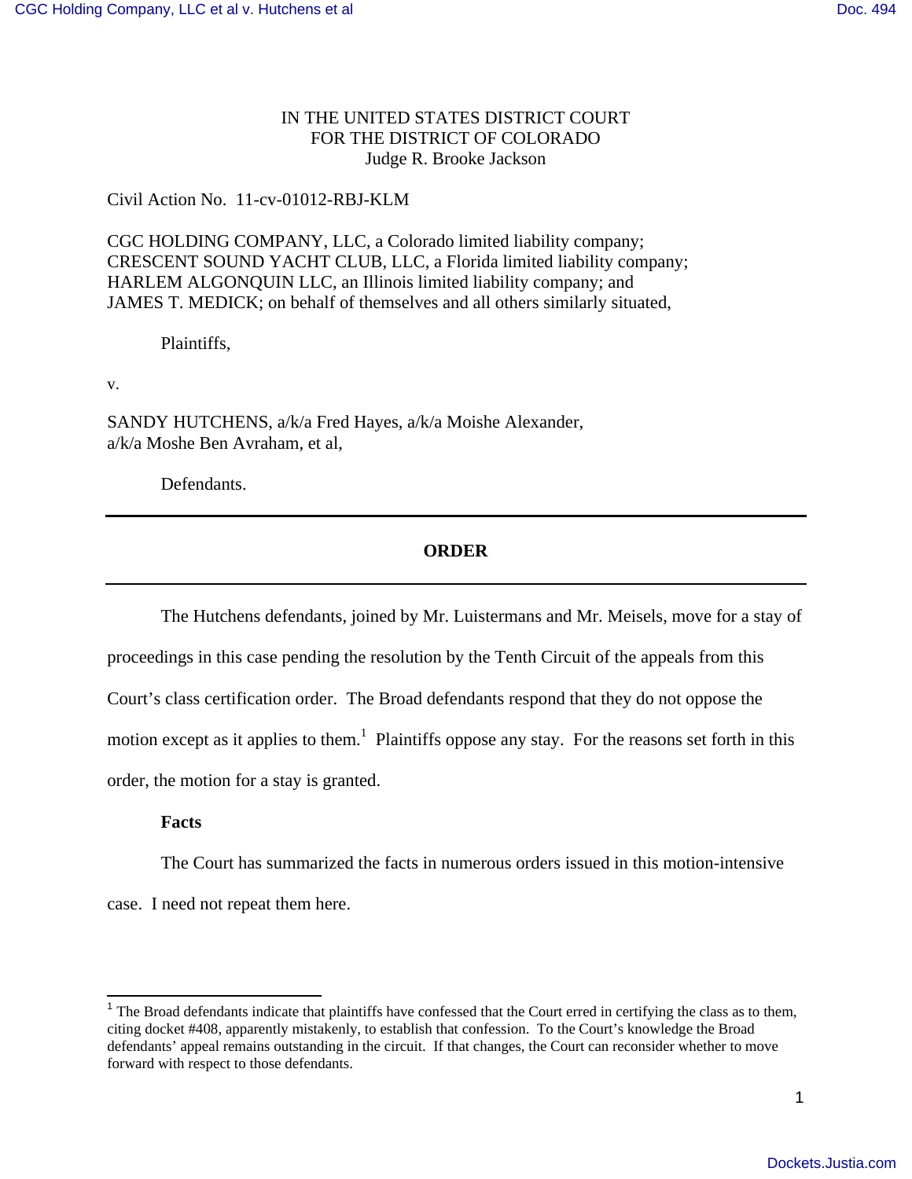IN THE UNITED STATES DISTRICT COURT
FOR THE DISTRICT OF COLORADO
Judge R. Brooke Jackson

Civil Action No. 11-cv-01012-RBJ-KLM

CGC HOLDING COMPANY, LLC, a Colorado limited liability company;
CRESCENT SOUND YACHT CLUB, LLC, a Florida limited liability company;
HARLEM ALGONQUIN LLC, an Illinois limited liability company; and
JAMES T. MEDICK; on behalf of themselves and all others similarly situated,

Plaintiffs,

v.

SANDY HUTCHENS, a/k/a Fred Hayes, a/k/a Moishe Alexander,
a/k/a Moshe Ben Avraham, et al,

Defendants.

---

## ORDER

---

The Hutchens defendants, joined by Mr. Luistermans and Mr. Meisels, move for a stay of proceedings in this case pending the resolution by the Tenth Circuit of the appeals from this Court's class certification order. The Broad defendants respond that they do not oppose the motion except as it applies to them.[1] Plaintiffs oppose any stay. For the reasons set forth in this order, the motion for a stay is granted.

**Facts**

The Court has summarized the facts in numerous orders issued in this motion-intensive case. I need not repeat them here.

[1] The Broad defendants indicate that plaintiffs have confessed that the Court erred in certifying the class as to them, citing docket #408, apparently mistakenly, to establish that confession. To the Court's knowledge the Broad defendants' appeal remains outstanding in the circuit. If that changes, the Court can reconsider whether to move forward with respect to those defendants.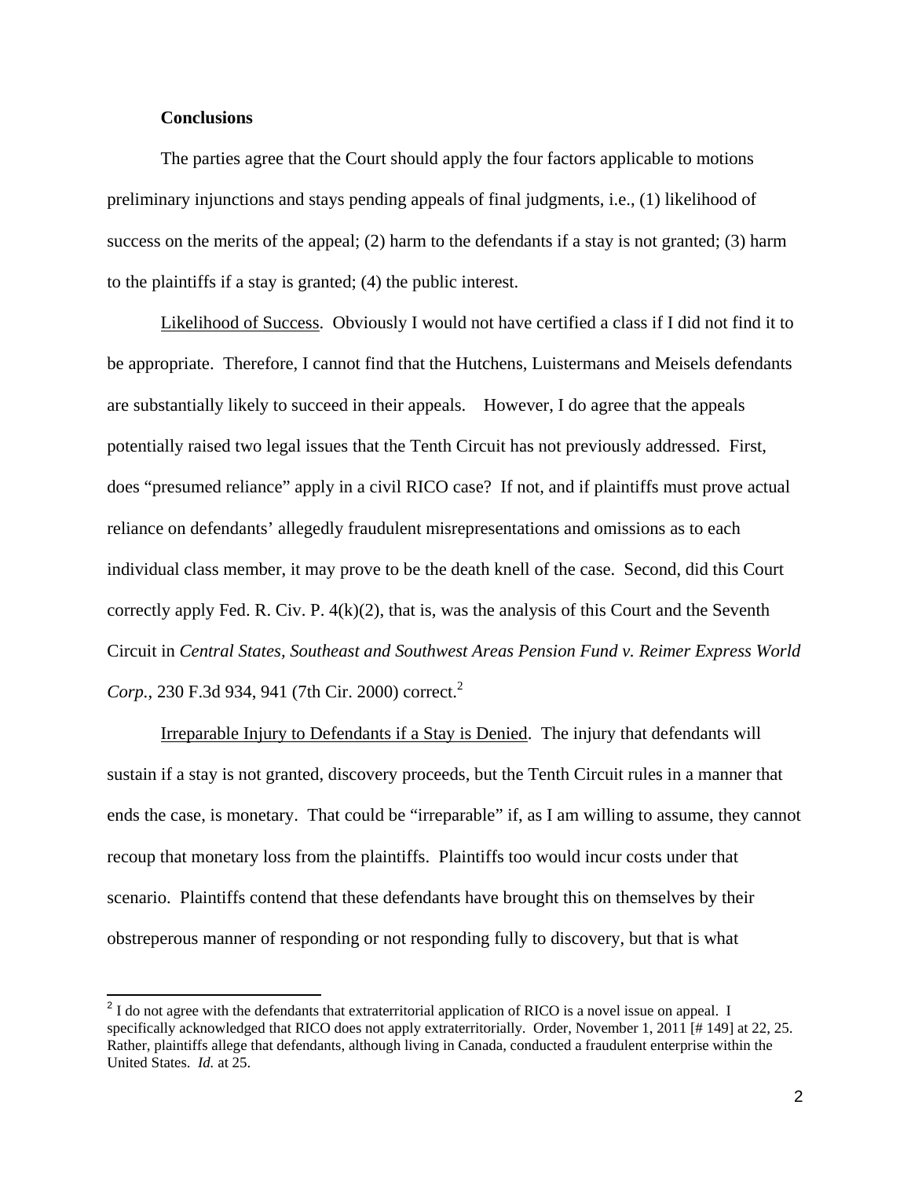**Conclusions**

The parties agree that the Court should apply the four factors applicable to motions preliminary injunctions and stays pending appeals of final judgments, i.e., (1) likelihood of success on the merits of the appeal; (2) harm to the defendants if a stay is not granted; (3) harm to the plaintiffs if a stay is granted; (4) the public interest.

Likelihood of Success. Obviously I would not have certified a class if I did not find it to be appropriate. Therefore, I cannot find that the Hutchens, Luistermans and Meisels defendants are substantially likely to succeed in their appeals. However, I do agree that the appeals potentially raised two legal issues that the Tenth Circuit has not previously addressed. First, does "presumed reliance" apply in a civil RICO case? If not, and if plaintiffs must prove actual reliance on defendants' allegedly fraudulent misrepresentations and omissions as to each individual class member, it may prove to be the death knell of the case. Second, did this Court correctly apply Fed. R. Civ. P. 4(k)(2), that is, was the analysis of this Court and the Seventh Circuit in *Central States, Southeast and Southwest Areas Pension Fund v. Reimer Express World Corp.*, 230 F.3d 934, 941 (7th Cir. 2000) correct.[2]

Irreparable Injury to Defendants if a Stay is Denied. The injury that defendants will sustain if a stay is not granted, discovery proceeds, but the Tenth Circuit rules in a manner that ends the case, is monetary. That could be "irreparable" if, as I am willing to assume, they cannot recoup that monetary loss from the plaintiffs. Plaintiffs too would incur costs under that scenario. Plaintiffs contend that these defendants have brought this on themselves by their obstreperous manner of responding or not responding fully to discovery, but that is what

---

[2] I do not agree with the defendants that extraterritorial application of RICO is a novel issue on appeal. I specifically acknowledged that RICO does not apply extraterritorially. Order, November 1, 2011 [# 149] at 22, 25. Rather, plaintiffs allege that defendants, although living in Canada, conducted a fraudulent enterprise within the United States. *Id.* at 25.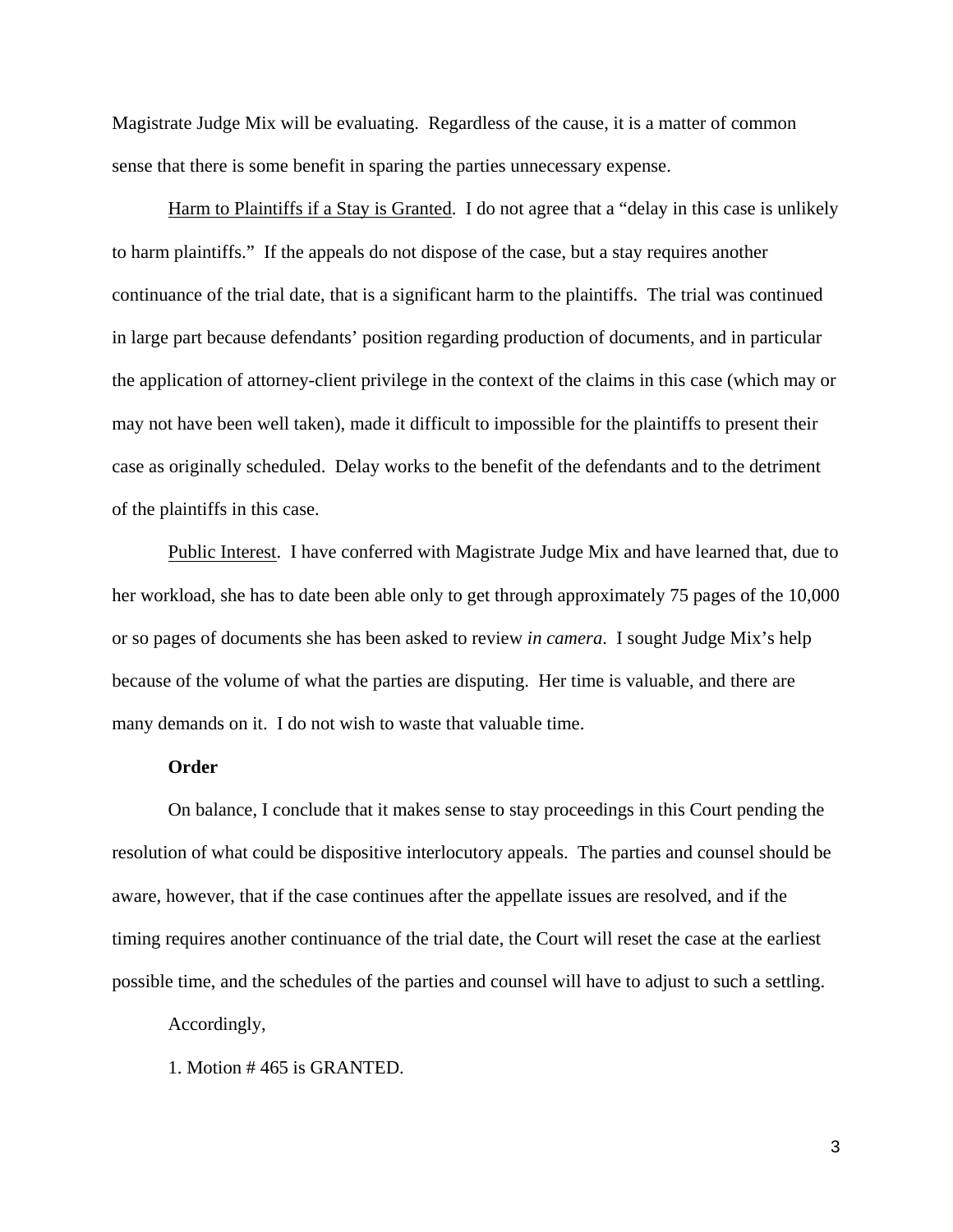Magistrate Judge Mix will be evaluating. Regardless of the cause, it is a matter of common sense that there is some benefit in sparing the parties unnecessary expense.

Harm to Plaintiffs if a Stay is Granted. I do not agree that a "delay in this case is unlikely to harm plaintiffs." If the appeals do not dispose of the case, but a stay requires another continuance of the trial date, that is a significant harm to the plaintiffs. The trial was continued in large part because defendants' position regarding production of documents, and in particular the application of attorney-client privilege in the context of the claims in this case (which may or may not have been well taken), made it difficult to impossible for the plaintiffs to present their case as originally scheduled. Delay works to the benefit of the defendants and to the detriment of the plaintiffs in this case.

Public Interest. I have conferred with Magistrate Judge Mix and have learned that, due to her workload, she has to date been able only to get through approximately 75 pages of the 10,000 or so pages of documents she has been asked to review *in camera*. I sought Judge Mix's help because of the volume of what the parties are disputing. Her time is valuable, and there are many demands on it. I do not wish to waste that valuable time.

**Order**

On balance, I conclude that it makes sense to stay proceedings in this Court pending the resolution of what could be dispositive interlocutory appeals. The parties and counsel should be aware, however, that if the case continues after the appellate issues are resolved, and if the timing requires another continuance of the trial date, the Court will reset the case at the earliest possible time, and the schedules of the parties and counsel will have to adjust to such a settling.

Accordingly,

1. Motion # 465 is GRANTED.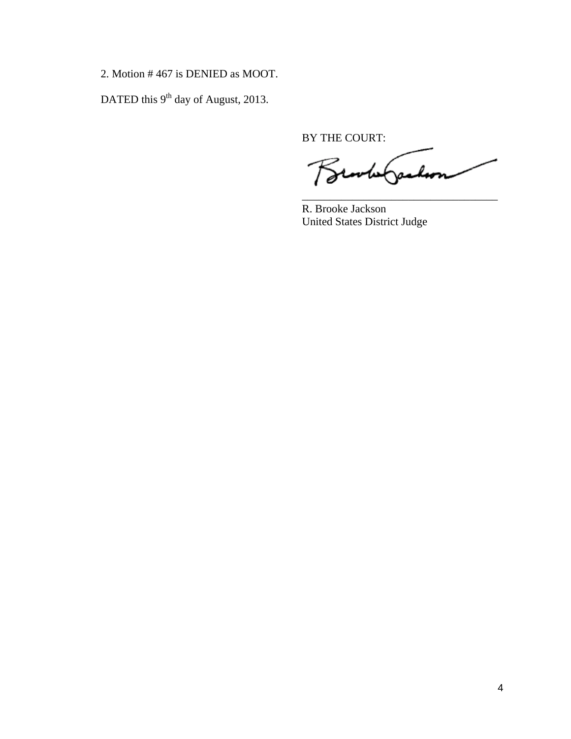2. Motion # 467 is DENIED as MOOT.

DATED this 9th day of August, 2013.

BY THE COURT:

\_\_\_\_\_\_\_\_\_\_\_\_\_\_\_\_\_\_\_\_\_\_\_\_\_\_\_\_\_\_\_\_\_\_\_\_

R. Brooke Jackson  
United States District Judge